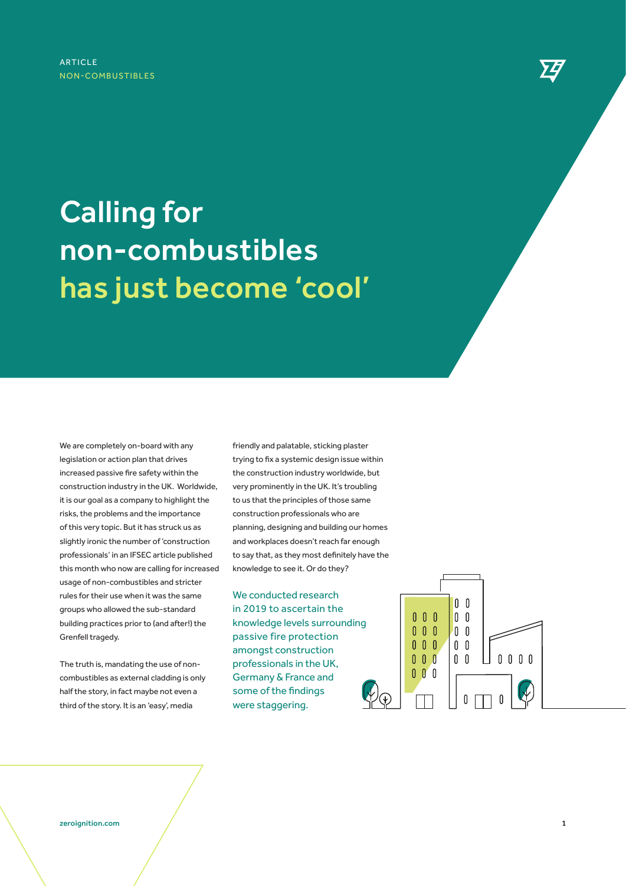ARTICLE
NON-COMBUSTIBLES

# Calling for non-combustibles has just become 'cool'

We are completely on-board with any legislation or action plan that drives increased passive fire safety within the construction industry in the UK. Worldwide, it is our goal as a company to highlight the risks, the problems and the importance of this very topic. But it has struck us as slightly ironic the number of 'construction professionals' in an IFSEC article published this month who now are calling for increased usage of non-combustibles and stricter rules for their use when it was the same groups who allowed the sub-standard building practices prior to (and after!) the Grenfell tragedy.

The truth is, mandating the use of non-combustibles as external cladding is only half the story, in fact maybe not even a third of the story. It is an 'easy', media friendly and palatable, sticking plaster trying to fix a systemic design issue within the construction industry worldwide, but very prominently in the UK. It's troubling to us that the principles of those same construction professionals who are planning, designing and building our homes and workplaces doesn't reach far enough to say that, as they most definitely have the knowledge to see it. Or do they?

We conducted research in 2019 to ascertain the knowledge levels surrounding passive fire protection amongst construction professionals in the UK, Germany & France and some of the findings were staggering.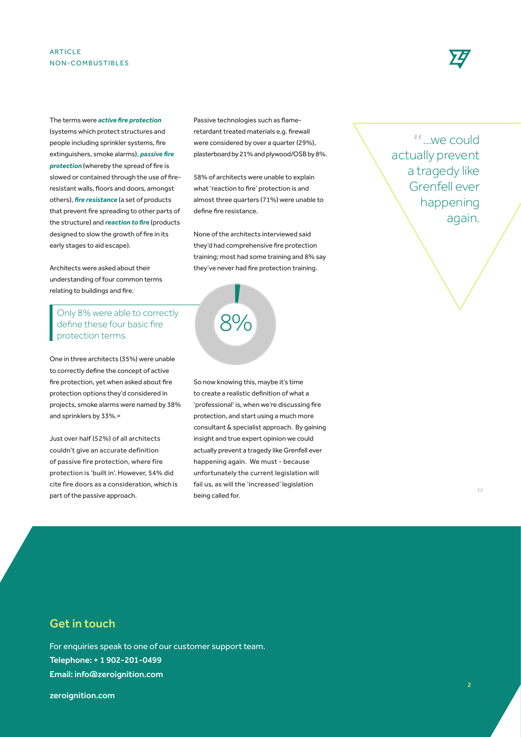The terms were ***active fire protection*** (systems which protect structures and people including sprinkler systems, fire extinguishers, smoke alarms), ***passive fire protection*** (whereby the spread of fire is slowed or contained through the use of fire-resistant walls, floors and doors, amongst others), ***fire resistance*** (a set of products that prevent fire spreading to other parts of the structure) and ***reaction to fire*** (products designed to slow the growth of fire in its early stages to aid escape).

Architects were asked about their understanding of four common terms relating to buildings and fire.

> Only 8% were able to correctly define these four basic fire protection terms.

One in three architects (35%) were unable to correctly define the concept of active fire protection, yet when asked about fire protection options they'd considered in projects, smoke alarms were named by 38% and sprinklers by 33%.=

Just over half (52%) of all architects couldn't give an accurate definition of passive fire protection, where fire protection is 'built in'. However, 54% did cite fire doors as a consideration, which is part of the passive approach.

Passive technologies such as flame-retardant treated materials e.g. firewall were considered by over a quarter (29%), plasterboard by 21% and plywood/OSB by 8%.

58% of architects were unable to explain what 'reaction to fire' protection is and almost three quarters (71%) were unable to define fire resistance.

None of the architects interviewed said they'd had comprehensive fire protection training; most had some training and 8% say they've never had fire protection training.

8%

So now knowing this, maybe it's time to create a realistic definition of what a 'professional' is, when we're discussing fire protection, and start using a much more consultant & specialist approach. By gaining insight and true expert opinion we could actually prevent a tragedy like Grenfell ever happening again. We must - because unfortunately the current legislation will fail us, as will the 'increased' legislation being called for.

> "...we could actually prevent a tragedy like Grenfell ever happening again."

## Get in touch

For enquiries speak to one of our customer support team.

**Telephone: + 1 902-201-0499**

**Email: info@zeroignition.com**

**zeroignition.com**